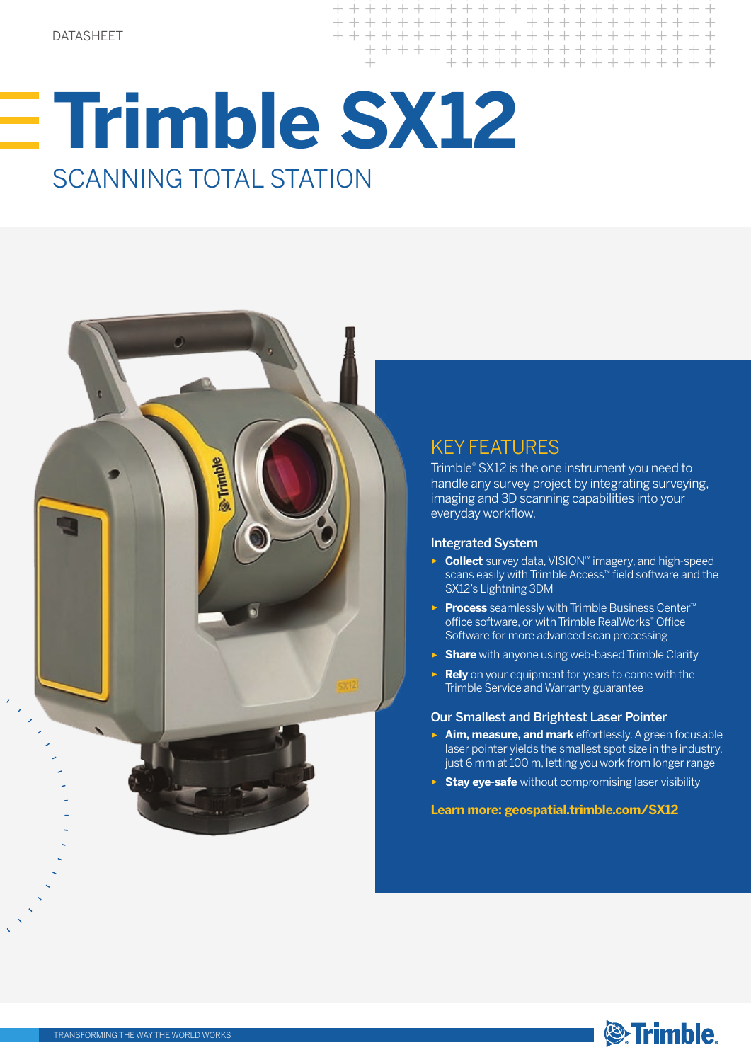DATASHEET

# Trimble SX12

## SCANNING TOTAL STATION

## KEY FEATURES

Trimble® SX12 is the one instrument you need to handle any survey project by integrating surveying, imaging and 3D scanning capabilities into your everyday workflow.

### Integrated System

- **Collect** survey data, VISION™ imagery, and high-speed scans easily with Trimble Access™ field software and the SX12's Lightning 3DM
- **Process** seamlessly with Trimble Business Center™ office software, or with Trimble RealWorks® Office Software for more advanced scan processing
- **Share** with anyone using web-based Trimble Clarity
- **Rely** on your equipment for years to come with the Trimble Service and Warranty guarantee

### Our Smallest and Brightest Laser Pointer

- **Aim, measure, and mark** effortlessly. A green focusable laser pointer yields the smallest spot size in the industry, just 6 mm at 100 m, letting you work from longer range
- **Stay eye-safe** without compromising laser visibility

**Learn more: geospatial.trimble.com/SX12**

TRANSFORMING THE WAY THE WORLD WORKS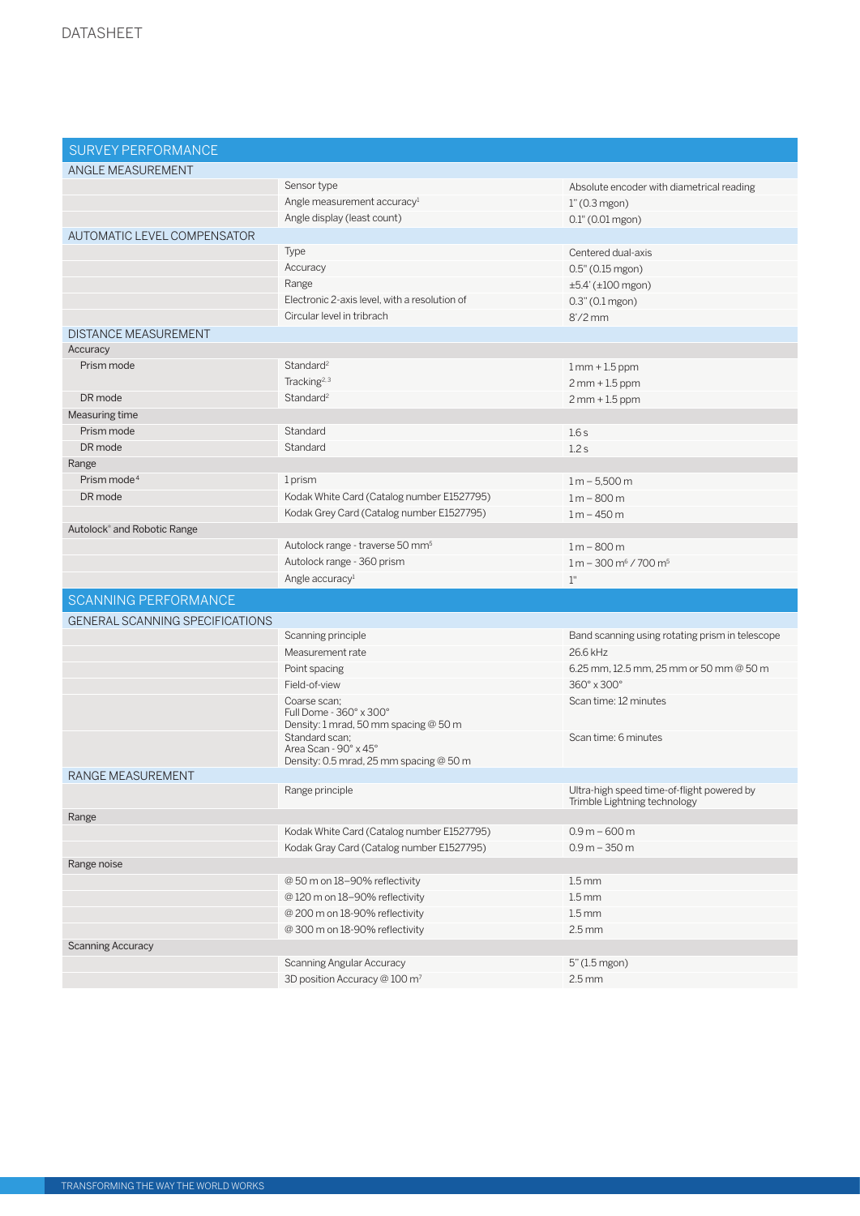DATASHEET

## SURVEY PERFORMANCE

### ANGLE MEASUREMENT

| | | |
|---|---|---|
| | Sensor type | Absolute encoder with diametrical reading |
| | Angle measurement accuracy[1] | 1" (0.3 mgon) |
| | Angle display (least count) | 0.1" (0.01 mgon) |

### AUTOMATIC LEVEL COMPENSATOR

| | | |
|---|---|---|
| | Type | Centered dual-axis |
| | Accuracy | 0.5" (0.15 mgon) |
| | Range | ±5.4' (±100 mgon) |
| | Electronic 2-axis level, with a resolution of | 0.3" (0.1 mgon) |
| | Circular level in tribrach | 8'/2 mm |

### DISTANCE MEASUREMENT

| | | |
|---|---|---|
| **Accuracy** | | |
| Prism mode | Standard[2] | 1 mm + 1.5 ppm |
| | Tracking[2,3] | 2 mm + 1.5 ppm |
| DR mode | Standard[2] | 2 mm + 1.5 ppm |
| **Measuring time** | | |
| Prism mode | Standard | 1.6 s |
| DR mode | Standard | 1.2 s |
| **Range** | | |
| Prism mode[4] | 1 prism | 1 m – 5,500 m |
| DR mode | Kodak White Card (Catalog number E1527795) | 1 m – 800 m |
| | Kodak Grey Card (Catalog number E1527795) | 1 m – 450 m |
| **Autolock® and Robotic Range** | | |
| | Autolock range - traverse 50 mm[5] | 1 m – 800 m |
| | Autolock range - 360 prism | 1 m – 300 m[6] / 700 m[5] |
| | Angle accuracy[1] | 1" |

## SCANNING PERFORMANCE

### GENERAL SCANNING SPECIFICATIONS

| | | |
|---|---|---|
| | Scanning principle | Band scanning using rotating prism in telescope |
| | Measurement rate | 26.6 kHz |
| | Point spacing | 6.25 mm, 12.5 mm, 25 mm or 50 mm @ 50 m |
| | Field-of-view | 360° x 300° |
| | Coarse scan;<br>Full Dome - 360° x 300°<br>Density: 1 mrad, 50 mm spacing @ 50 m | Scan time: 12 minutes |
| | Standard scan;<br>Area Scan - 90° x 45°<br>Density: 0.5 mrad, 25 mm spacing @ 50 m | Scan time: 6 minutes |

### RANGE MEASUREMENT

| | | |
|---|---|---|
| | Range principle | Ultra-high speed time-of-flight powered by Trimble Lightning technology |
| **Range** | | |
| | Kodak White Card (Catalog number E1527795) | 0.9 m – 600 m |
| | Kodak Gray Card (Catalog number E1527795) | 0.9 m – 350 m |
| **Range noise** | | |
| | @ 50 m on 18–90% reflectivity | 1.5 mm |
| | @ 120 m on 18–90% reflectivity | 1.5 mm |
| | @ 200 m on 18-90% reflectivity | 1.5 mm |
| | @ 300 m on 18-90% reflectivity | 2.5 mm |
| **Scanning Accuracy** | | |
| | Scanning Angular Accuracy | 5" (1.5 mgon) |
| | 3D position Accuracy @ 100 m[7] | 2.5 mm |

TRANSFORMING THE WAY THE WORLD WORKS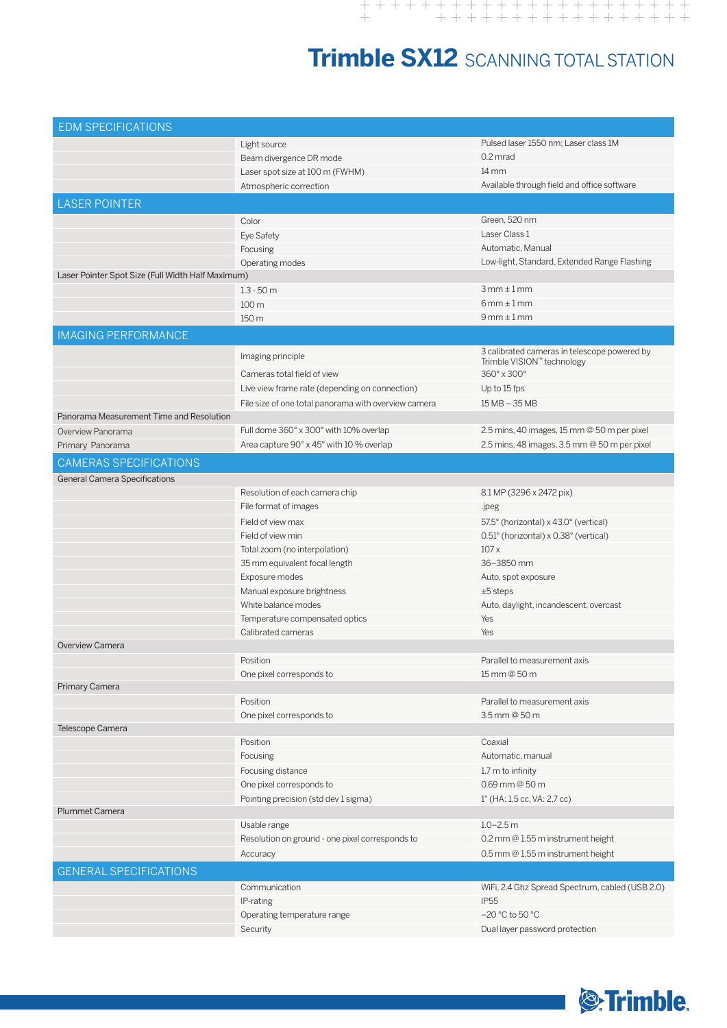# Trimble SX12 SCANNING TOTAL STATION

| EDM SPECIFICATIONS | | |
|---|---|---|
| | Light source | Pulsed laser 1550 nm; Laser class 1M |
| | Beam divergence DR mode | 0.2 mrad |
| | Laser spot size at 100 m (FWHM) | 14 mm |
| | Atmospheric correction | Available through field and office software |
| **LASER POINTER** | | |
| | Color | Green, 520 nm |
| | Eye Safety | Laser Class 1 |
| | Focusing | Automatic, Manual |
| | Operating modes | Low-light, Standard, Extended Range Flashing |
| Laser Pointer Spot Size (Full Width Half Maximum) | | |
| | 1.3 - 50 m | 3 mm ± 1 mm |
| | 100 m | 6 mm ± 1 mm |
| | 150 m | 9 mm ± 1 mm |
| **IMAGING PERFORMANCE** | | |
| | Imaging principle | 3 calibrated cameras in telescope powered by Trimble VISION™ technology |
| | Cameras total field of view | 360° x 300° |
| | Live view frame rate (depending on connection) | Up to 15 fps |
| | File size of one total panorama with overview camera | 15 MB – 35 MB |
| Panorama Measurement Time and Resolution | | |
| Overview Panorama | Full dome 360° x 300° with 10% overlap | 2.5 mins, 40 images, 15 mm @ 50 m per pixel |
| Primary Panorama | Area capture 90° x 45° with 10 % overlap | 2.5 mins, 48 images, 3.5 mm @ 50 m per pixel |
| **CAMERAS SPECIFICATIONS** | | |
| General Camera Specifications | | |
| | Resolution of each camera chip | 8.1 MP (3296 x 2472 pix) |
| | File format of images | .jpeg |
| | Field of view max | 57.5° (horizontal) x 43.0° (vertical) |
| | Field of view min | 0.51° (horizontal) x 0.38° (vertical) |
| | Total zoom (no interpolation) | 107 x |
| | 35 mm equivalent focal length | 36–3850 mm |
| | Exposure modes | Auto, spot exposure |
| | Manual exposure brightness | ±5 steps |
| | White balance modes | Auto, daylight, incandescent, overcast |
| | Temperature compensated optics | Yes |
| | Calibrated cameras | Yes |
| Overview Camera | | |
| | Position | Parallel to measurement axis |
| | One pixel corresponds to | 15 mm @ 50 m |
| Primary Camera | | |
| | Position | Parallel to measurement axis |
| | One pixel corresponds to | 3.5 mm @ 50 m |
| Telescope Camera | | |
| | Position | Coaxial |
| | Focusing | Automatic, manual |
| | Focusing distance | 1.7 m to infinity |
| | One pixel corresponds to | 0.69 mm @ 50 m |
| | Pointing precision (std dev 1 sigma) | 1" (HA: 1,5 cc, VA: 2,7 cc) |
| Plummet Camera | | |
| | Usable range | 1.0–2.5 m |
| | Resolution on ground - one pixel corresponds to | 0.2 mm @ 1.55 m instrument height |
| | Accuracy | 0.5 mm @ 1.55 m instrument height |
| **GENERAL SPECIFICATIONS** | | |
| | Communication | WiFi, 2.4 Ghz Spread Spectrum, cabled (USB 2.0) |
| | IP-rating | IP55 |
| | Operating temperature range | –20 °C to 50 °C |
| | Security | Dual layer password protection |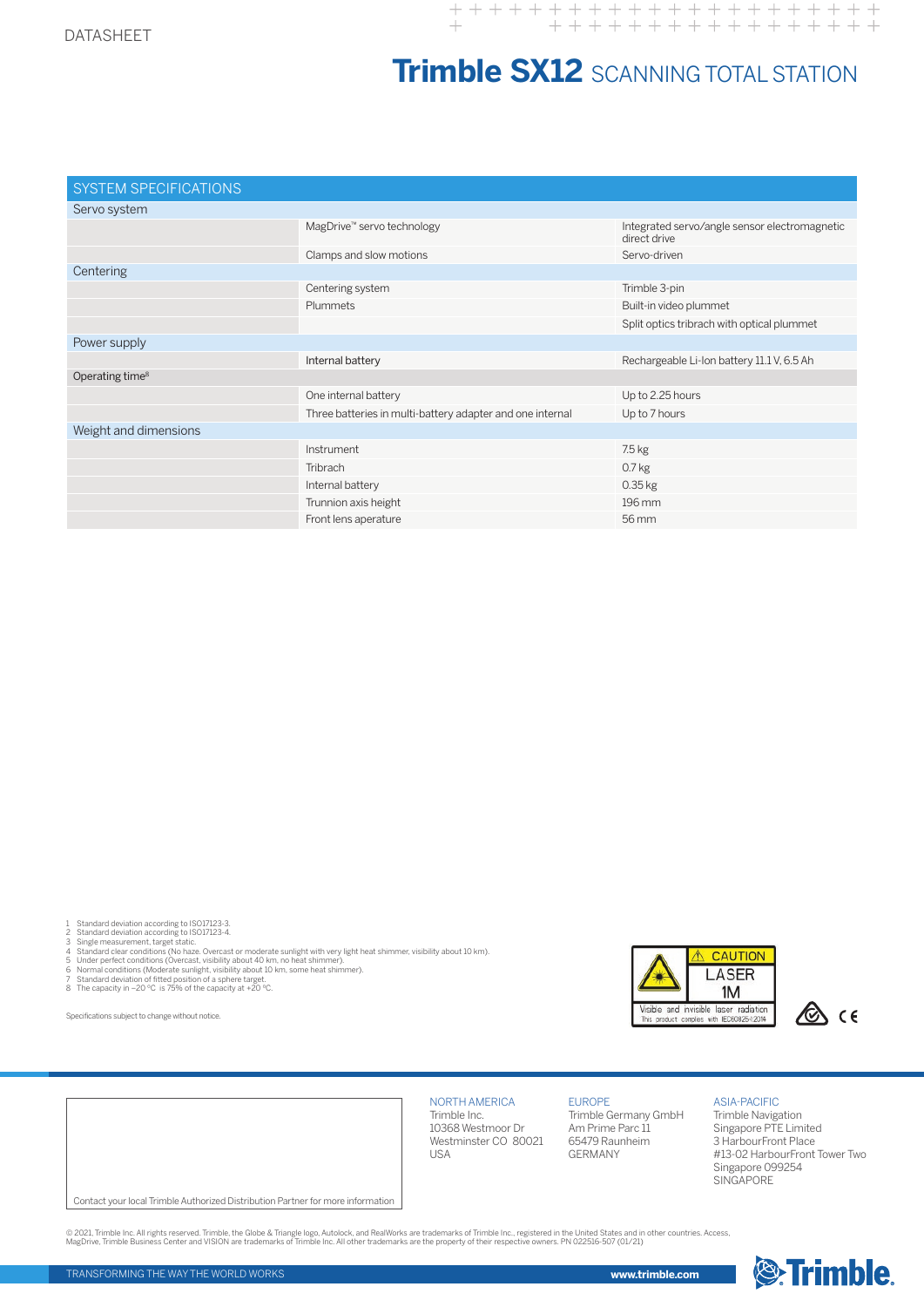DATASHEET

# Trimble SX12 SCANNING TOTAL STATION

| SYSTEM SPECIFICATIONS | | |
|---|---|---|
| **Servo system** | | |
| | MagDrive™ servo technology | Integrated servo/angle sensor electromagnetic direct drive |
| | Clamps and slow motions | Servo-driven |
| **Centering** | | |
| | Centering system | Trimble 3-pin |
| | Plummets | Built-in video plummet |
| | | Split optics tribrach with optical plummet |
| **Power supply** | | |
| | Internal battery | Rechargeable Li-Ion battery 11.1 V, 6.5 Ah |
| **Operating time[8]** | | |
| | One internal battery | Up to 2.25 hours |
| | Three batteries in multi-battery adapter and one internal | Up to 7 hours |
| **Weight and dimensions** | | |
| | Instrument | 7.5 kg |
| | Tribrach | 0.7 kg |
| | Internal battery | 0.35 kg |
| | Trunnion axis height | 196 mm |
| | Front lens aperature | 56 mm |

1 Standard deviation according to ISO17123-3.
2 Standard deviation according to ISO17123-4.
3 Single measurement, target static.
4 Standard clear conditions (No haze. Overcast or moderate sunlight with very light heat shimmer, visibility about 10 km).
5 Under perfect conditions (Overcast, visibility about 40 km, no heat shimmer).
6 Normal conditions (Moderate sunlight, visibility about 10 km, some heat shimmer).
7 Standard deviation of fitted position of a sphere target.
8 The capacity in –20 °C is 75% of the capacity at +20 °C.

Specifications subject to change without notice.

CAUTION
LASER 1M
Visible and invisible laser radiation
This product complies with IEC60825-1:2014

Contact your local Trimble Authorized Distribution Partner for more information

NORTH AMERICA
Trimble Inc.
10368 Westmoor Dr
Westminster CO 80021
USA

EUROPE
Trimble Germany GmbH
Am Prime Parc 11
65479 Raunheim
GERMANY

ASIA-PACIFIC
Trimble Navigation
Singapore PTE Limited
3 HarbourFront Place
#13-02 HarbourFront Tower Two
Singapore 099254
SINGAPORE

© 2021, Trimble Inc. All rights reserved. Trimble, the Globe & Triangle logo, Autolock, and RealWorks are trademarks of Trimble Inc., registered in the United States and in other countries. Access, MagDrive, Trimble Business Center and VISION are trademarks of Trimble Inc. All other trademarks are the property of their respective owners. PN 022516-507 (01/21)

TRANSFORMING THE WAY THE WORLD WORKS

www.trimble.com